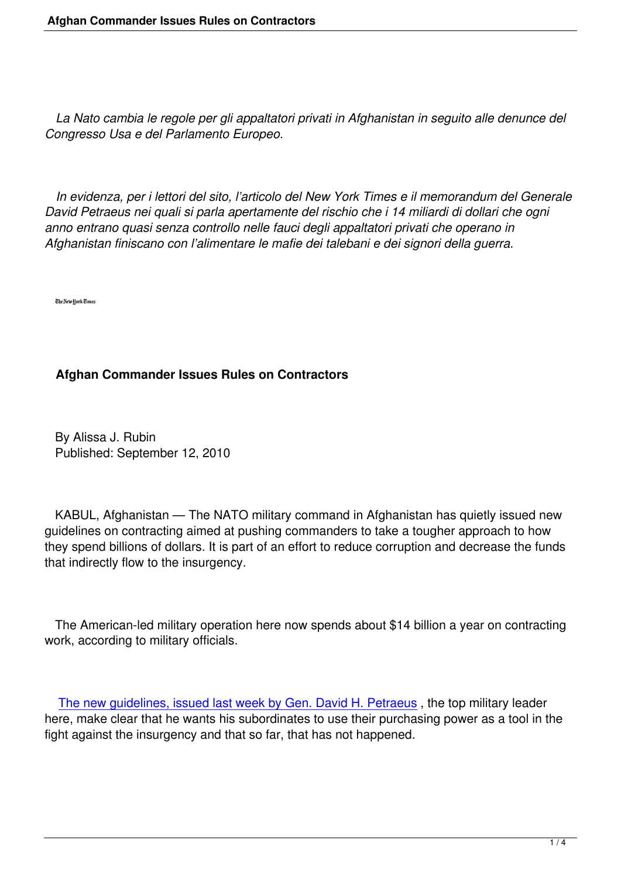*La Nato cambia le regole per gli appaltatori privati in Afghanistan in seguito alle denunce del Congresso Usa e del Parlamento Europeo.*

*In evidenza, per i lettori del sito, l'articolo del New York Times e il memorandum del Generale David Petraeus nei quali si parla apertamente del rischio che i 14 miliardi di dollari che ogni anno entrano quasi senza controllo nelle fauci degli appaltatori privati che operano in Afghanistan finiscano con l'alimentare le mafie dei talebani e dei signori della guerra.*

The New York Times

**Afghan Commander Issues Rules on Contractors**

By Alissa J. Rubin
Published: September 12, 2010

KABUL, Afghanistan — The NATO military command in Afghanistan has quietly issued new guidelines on contracting aimed at pushing commanders to take a tougher approach to how they spend billions of dollars. It is part of an effort to reduce corruption and decrease the funds that indirectly flow to the insurgency.

The American-led military operation here now spends about $14 billion a year on contracting work, according to military officials.

The new guidelines, issued last week by Gen. David H. Petraeus, the top military leader here, make clear that he wants his subordinates to use their purchasing power as a tool in the fight against the insurgency and that so far, that has not happened.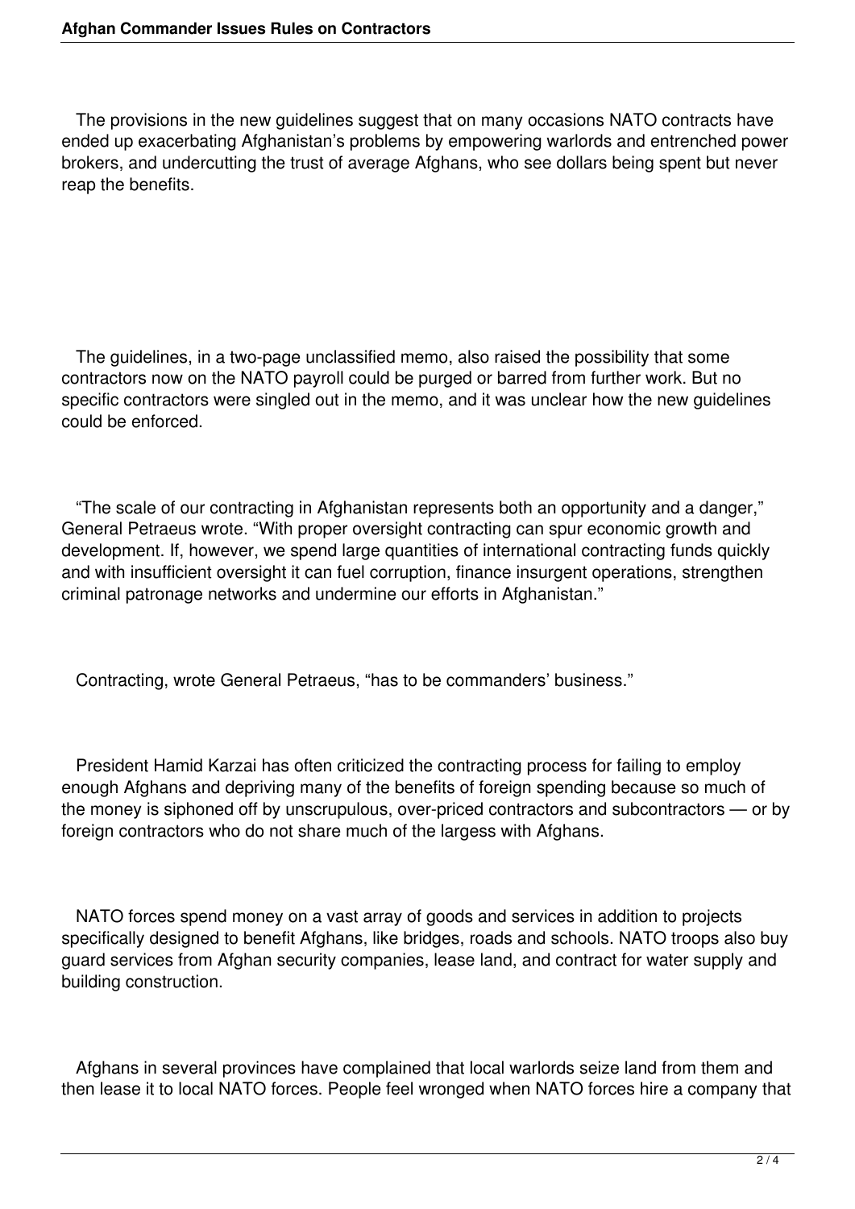The provisions in the new guidelines suggest that on many occasions NATO contracts have ended up exacerbating Afghanistan's problems by empowering warlords and entrenched power brokers, and undercutting the trust of average Afghans, who see dollars being spent but never reap the benefits.

The guidelines, in a two-page unclassified memo, also raised the possibility that some contractors now on the NATO payroll could be purged or barred from further work. But no specific contractors were singled out in the memo, and it was unclear how the new guidelines could be enforced.

"The scale of our contracting in Afghanistan represents both an opportunity and a danger," General Petraeus wrote. "With proper oversight contracting can spur economic growth and development. If, however, we spend large quantities of international contracting funds quickly and with insufficient oversight it can fuel corruption, finance insurgent operations, strengthen criminal patronage networks and undermine our efforts in Afghanistan."

Contracting, wrote General Petraeus, "has to be commanders' business."

President Hamid Karzai has often criticized the contracting process for failing to employ enough Afghans and depriving many of the benefits of foreign spending because so much of the money is siphoned off by unscrupulous, over-priced contractors and subcontractors — or by foreign contractors who do not share much of the largess with Afghans.

NATO forces spend money on a vast array of goods and services in addition to projects specifically designed to benefit Afghans, like bridges, roads and schools. NATO troops also buy guard services from Afghan security companies, lease land, and contract for water supply and building construction.

Afghans in several provinces have complained that local warlords seize land from them and then lease it to local NATO forces. People feel wronged when NATO forces hire a company that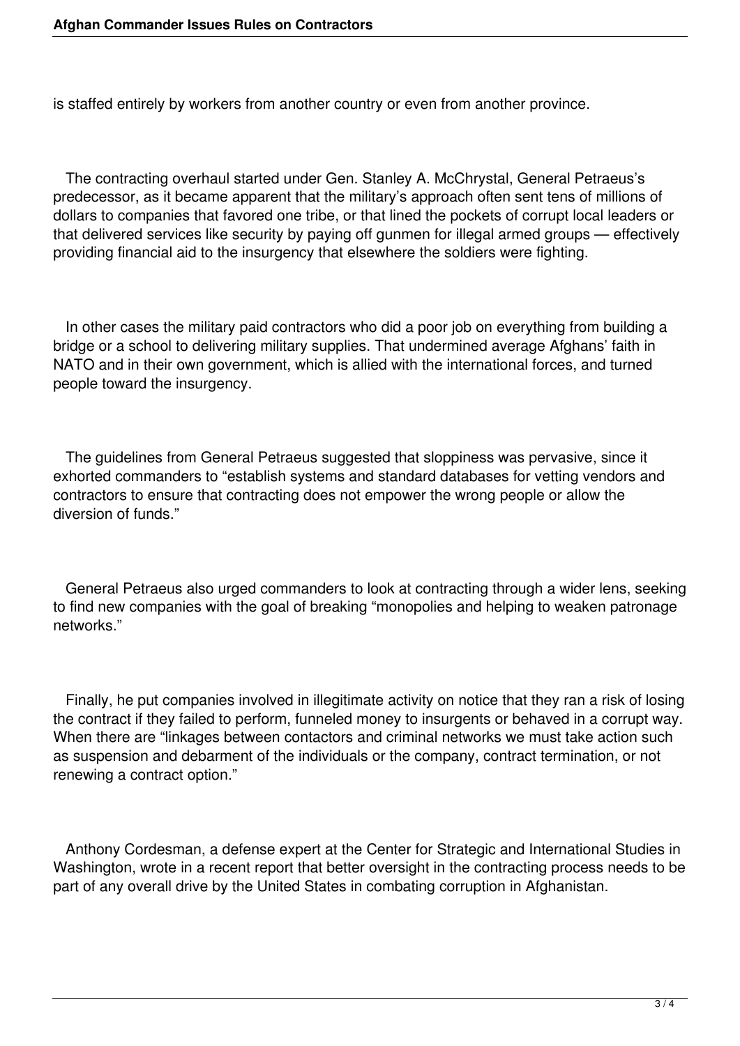is staffed entirely by workers from another country or even from another province.

The contracting overhaul started under Gen. Stanley A. McChrystal, General Petraeus's predecessor, as it became apparent that the military's approach often sent tens of millions of dollars to companies that favored one tribe, or that lined the pockets of corrupt local leaders or that delivered services like security by paying off gunmen for illegal armed groups — effectively providing financial aid to the insurgency that elsewhere the soldiers were fighting.

In other cases the military paid contractors who did a poor job on everything from building a bridge or a school to delivering military supplies. That undermined average Afghans' faith in NATO and in their own government, which is allied with the international forces, and turned people toward the insurgency.

The guidelines from General Petraeus suggested that sloppiness was pervasive, since it exhorted commanders to "establish systems and standard databases for vetting vendors and contractors to ensure that contracting does not empower the wrong people or allow the diversion of funds."

General Petraeus also urged commanders to look at contracting through a wider lens, seeking to find new companies with the goal of breaking "monopolies and helping to weaken patronage networks."

Finally, he put companies involved in illegitimate activity on notice that they ran a risk of losing the contract if they failed to perform, funneled money to insurgents or behaved in a corrupt way. When there are "linkages between contactors and criminal networks we must take action such as suspension and debarment of the individuals or the company, contract termination, or not renewing a contract option."

Anthony Cordesman, a defense expert at the Center for Strategic and International Studies in Washington, wrote in a recent report that better oversight in the contracting process needs to be part of any overall drive by the United States in combating corruption in Afghanistan.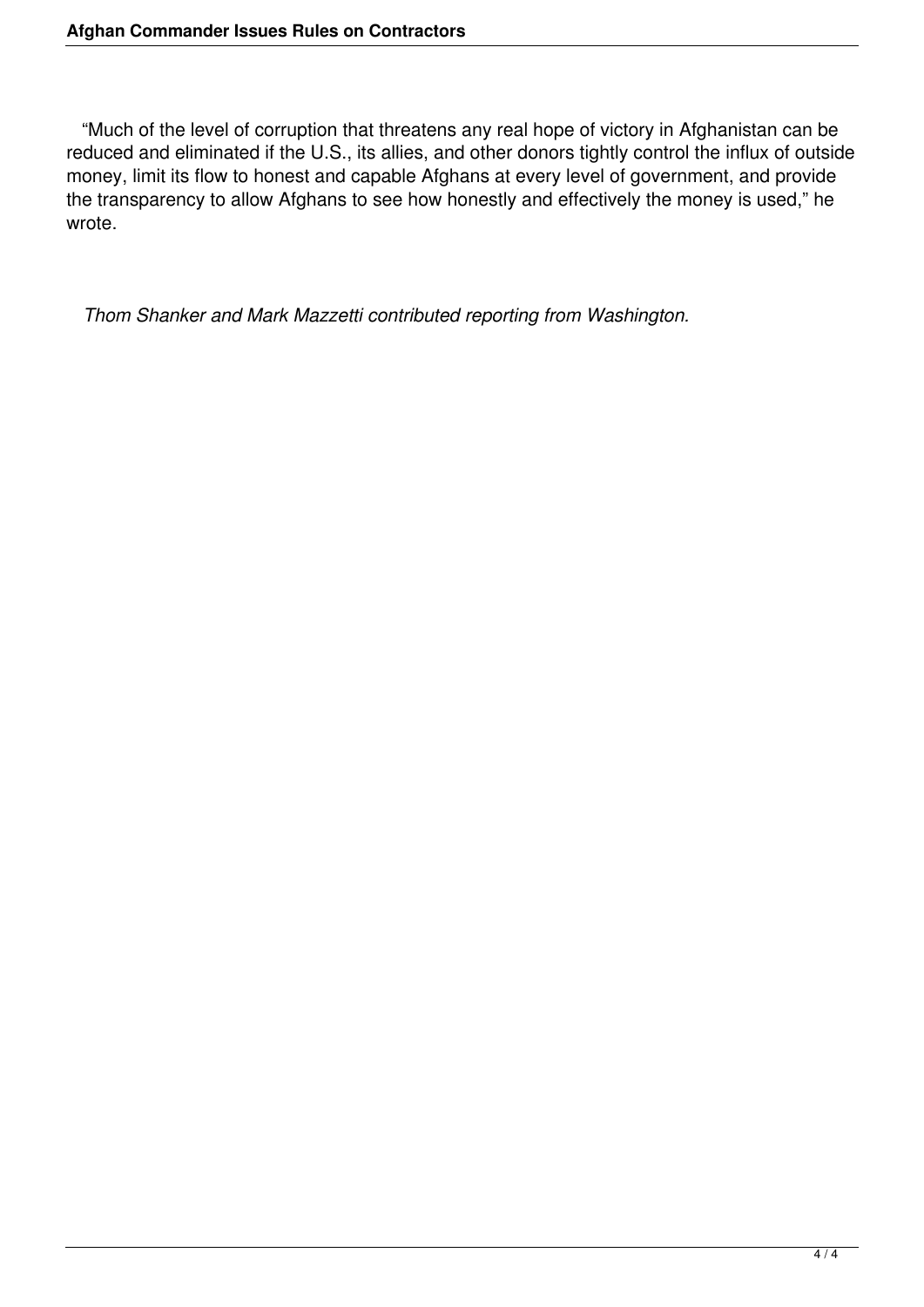"Much of the level of corruption that threatens any real hope of victory in Afghanistan can be reduced and eliminated if the U.S., its allies, and other donors tightly control the influx of outside money, limit its flow to honest and capable Afghans at every level of government, and provide the transparency to allow Afghans to see how honestly and effectively the money is used," he wrote.

*Thom Shanker and Mark Mazzetti contributed reporting from Washington.*